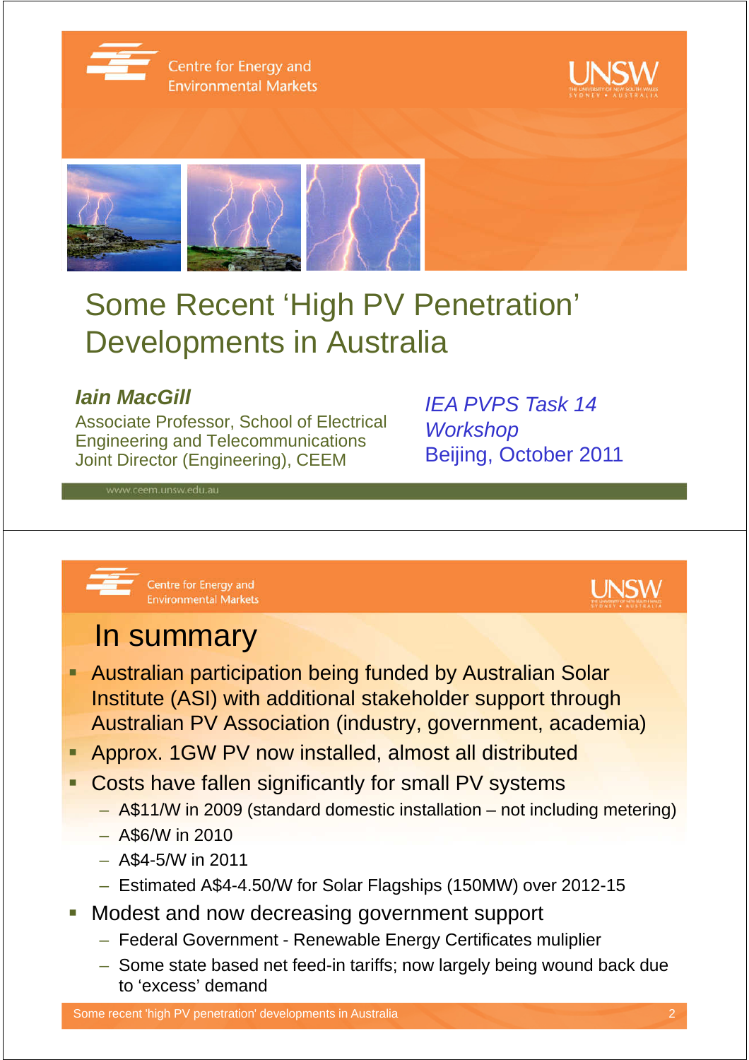# Some Recent 'High PV Penetration' Developments in Australia

***Iain MacGill***

Associate Professor, School of Electrical Engineering and Telecommunications
Joint Director (Engineering), CEEM

*IEA PVPS Task 14 Workshop*
Beijing, October 2011

www.ceem.unsw.edu.au

## In summary

- Australian participation being funded by Australian Solar Institute (ASI) with additional stakeholder support through Australian PV Association (industry, government, academia)
- Approx. 1GW PV now installed, almost all distributed
- Costs have fallen significantly for small PV systems
  - A$11/W in 2009 (standard domestic installation – not including metering)
  - A$6/W in 2010
  - A$4-5/W in 2011
  - Estimated A$4-4.50/W for Solar Flagships (150MW) over 2012-15
- Modest and now decreasing government support
  - Federal Government - Renewable Energy Certificates muliplier
  - Some state based net feed-in tariffs; now largely being wound back due to 'excess' demand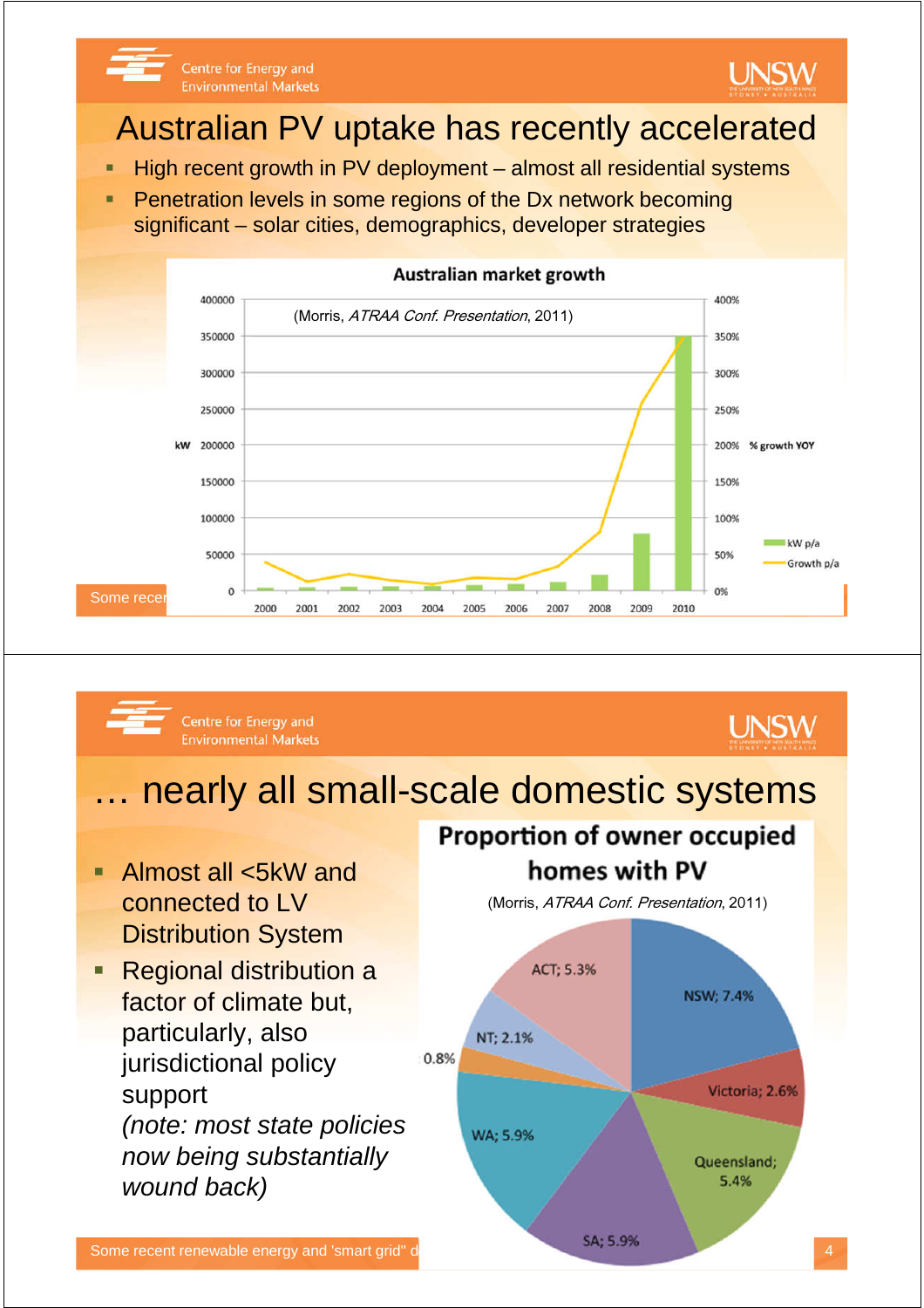# Australian PV uptake has recently accelerated

- High recent growth in PV deployment – almost all residential systems
- Penetration levels in some regions of the Dx network becoming significant – solar cities, demographics, developer strategies

**Australian market growth**

(Morris, *ATRAA Conf. Presentation*, 2011)

# … nearly all small-scale domestic systems

- Almost all <5kW and connected to LV Distribution System
- Regional distribution a factor of climate but, particularly, also jurisdictional policy support *(note: most state policies now being substantially wound back)*

**Proportion of owner occupied homes with PV**

(Morris, *ATRAA Conf. Presentation*, 2011)

| Region | Proportion |
|---|---|
| NSW | 7.4% |
| Victoria | 2.6% |
| Queensland | 5.4% |
| SA | 5.9% |
| WA | 5.9% |
| (unlabelled) | 0.8% |
| NT | 2.1% |
| ACT | 5.3% |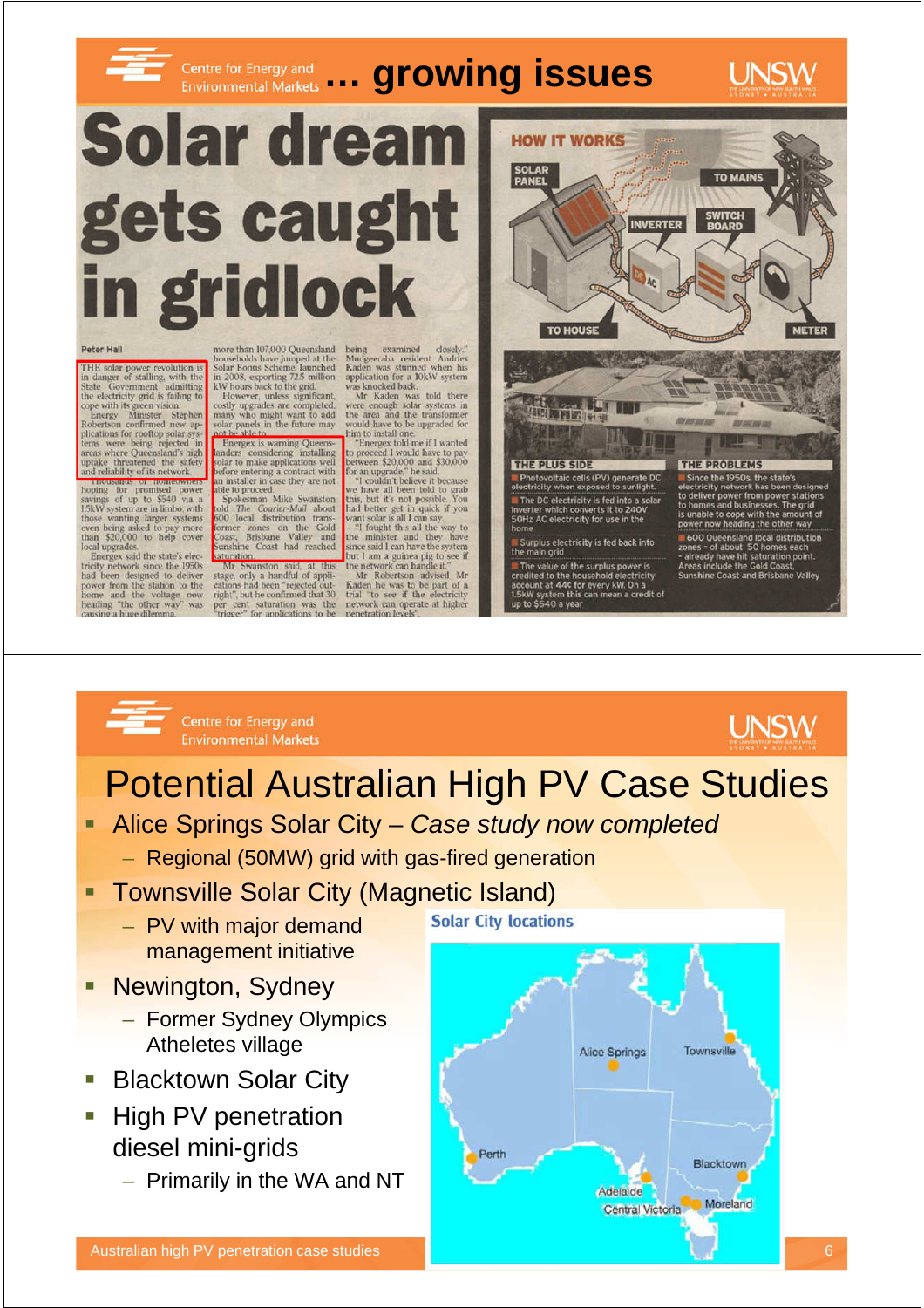## … growing issues

# Solar dream gets caught in gridlock

Peter Hall

THE solar power revolution is in danger of stalling, with the State Government admitting the electricity grid is failing to cope with its green vision.

Energy Minister Stephen Robertson confirmed new applications for rooftop solar systems were being rejected in areas where Queensland's high uptake threatened the safety and reliability of its network.

Thousands of homeowners hoping for promised power savings of up to $540 via a 1.5kW system are in limbo, with those wanting larger systems even being asked to pay more than $20,000 to cover local upgrades.

Energex said the state's electricity network since the 1950s had been designed to deliver power from the station to the home and the voltage now heading "the other way" was causing a huge dilemma.

more than 107,000 Queensland households have jumped at the Solar Bonus Scheme, launched in 2008, exporting 72.5 million kW hours back to the grid.

However, unless significant, costly upgrades are completed, many who might want to add solar panels in the future may not be able to.

Energex is warning Queenslanders considering installing solar to make applications well before entering a contract with an installer in case they are not able to proceed.

Spokesman Mike Swanston told The Courier-Mail about 600 local distribution transformer zones on the Gold Coast, Brisbane Valley and Sunshine Coast had reached saturation.

Mr Swanston said, at this stage, only a handful of applications had been "rejected outright", but he confirmed that 30 per cent saturation was the "trigger" for applications to be being examined closely.

Mudgeeraba resident Andries Kaden was stunned when his application for a 10kW system was knocked back.

Mr Kaden was told there were enough solar systems in the area and the transformer would have to be upgraded for him to install one.

"Energex told me if I wanted to proceed I would have to pay between $20,000 and $30,000 for an upgrade," he said.

"I couldn't believe it because we have all been told to grab this, but it's not possible. You had better get in quick if you want solar is all I can say.

"I fought this all the way to the minister and they have since said I can have the system but I am a guinea pig to see if the network can handle it."

Mr Robertson advised Mr Kaden he was to be part of a trial "to see if the electricity network can operate at higher penetration levels".

**HOW IT WORKS**

SOLAR PANEL — INVERTER — SWITCH BOARD — TO MAINS — TO HOUSE — METER

**THE PLUS SIDE**

- Photovoltaic cells (PV) generate DC electricity when exposed to sunlight.
- The DC electricity is fed into a solar inverter which converts it to 240V 50Hz AC electricity for use in the home
- Surplus electricity is fed back into the main grid
- The value of the surplus power is credited to the household electricity account at 44¢ for every kW. On a 1.5kW system this can mean a credit of up to $540 a year

**THE PROBLEMS**

- Since the 1950s, the state's electricity network has been designed to deliver power from power stations to homes and businesses. The grid is unable to cope with the amount of power now heading the other way
- 600 Queensland local distribution zones - of about 50 homes each - already have hit saturation point. Areas include the Gold Coast, Sunshine Coast and Brisbane Valley

# Potential Australian High PV Case Studies

- Alice Springs Solar City – *Case study now completed*
  - Regional (50MW) grid with gas-fired generation
- Townsville Solar City (Magnetic Island)
  - PV with major demand management initiative
- Newington, Sydney
  - Former Sydney Olympics Atheletes village
- Blacktown Solar City
- High PV penetration diesel mini-grids
  - Primarily in the WA and NT

**Solar City locations**

Alice Springs, Townsville, Perth, Blacktown, Adelaide, Central Victoria, Moreland

Australian high PV penetration case studies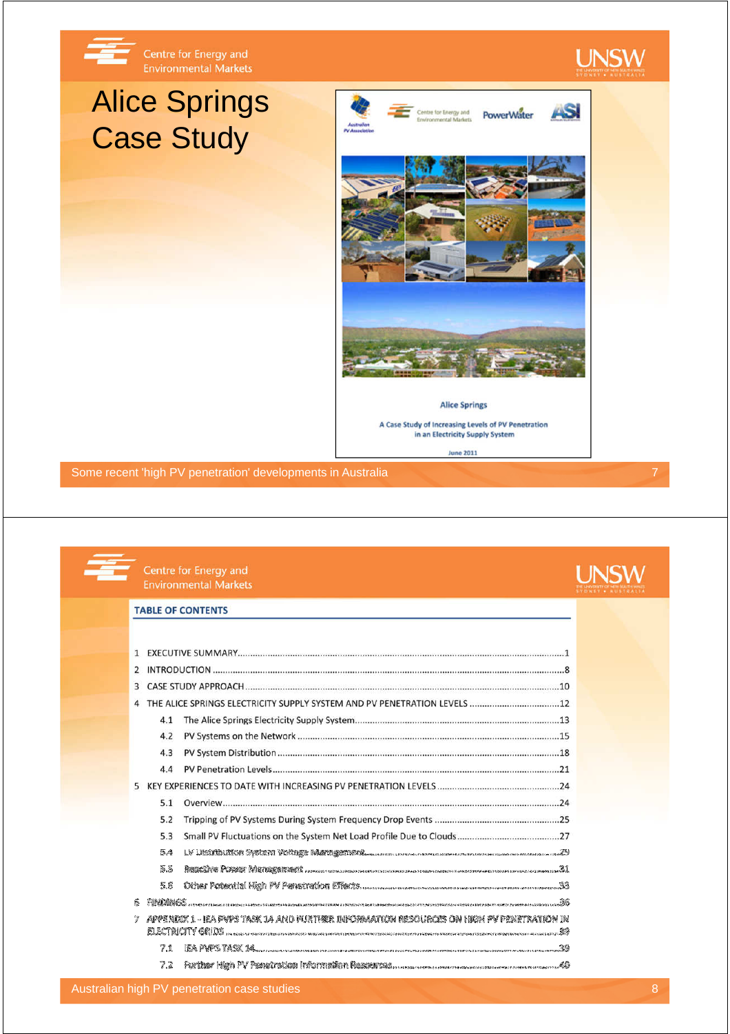# Alice Springs Case Study

Alice Springs

A Case Study of Increasing Levels of PV Penetration in an Electricity Supply System

June 2011

Some recent 'high PV penetration' developments in Australia

---

## TABLE OF CONTENTS

1 EXECUTIVE SUMMARY ....................................................................................................1
2 INTRODUCTION ............................................................................................................8
3 CASE STUDY APPROACH ..............................................................................................10
4 THE ALICE SPRINGS ELECTRICITY SUPPLY SYSTEM AND PV PENETRATION LEVELS ....................12
   4.1 The Alice Springs Electricity Supply System ...................................................13
   4.2 PV Systems on the Network ..........................................................................15
   4.3 PV System Distribution ...................................................................................18
   4.4 PV Penetration Levels .....................................................................................21
5 KEY EXPERIENCES TO DATE WITH INCREASING PV PENETRATION LEVELS .................................24
   5.1 Overview .........................................................................................................24
   5.2 Tripping of PV Systems During System Frequency Drop Events ..........................25
   5.3 Small PV Fluctuations on the System Net Load Profile Due to Clouds ....................27
   5.4 LV Distribution System Voltage Management .....................................................29
   5.5 Reactive Power Management ...........................................................................31
   5.6 Other Potential High PV Penetration Effects .......................................................33
6 FINDINGS .....................................................................................................................36
7 APPENDIX 1 - IEA PVPS TASK 14 AND FURTHER INFORMATION RESOURCES ON HIGH PV PENETRATION IN ELECTRICITY GRIDS ......................................................................................................39
   7.1 IEA PVPS TASK 14 ..........................................................................................39
   7.2 Further High PV Penetration Information Resources ...........................................40

Australian high PV penetration case studies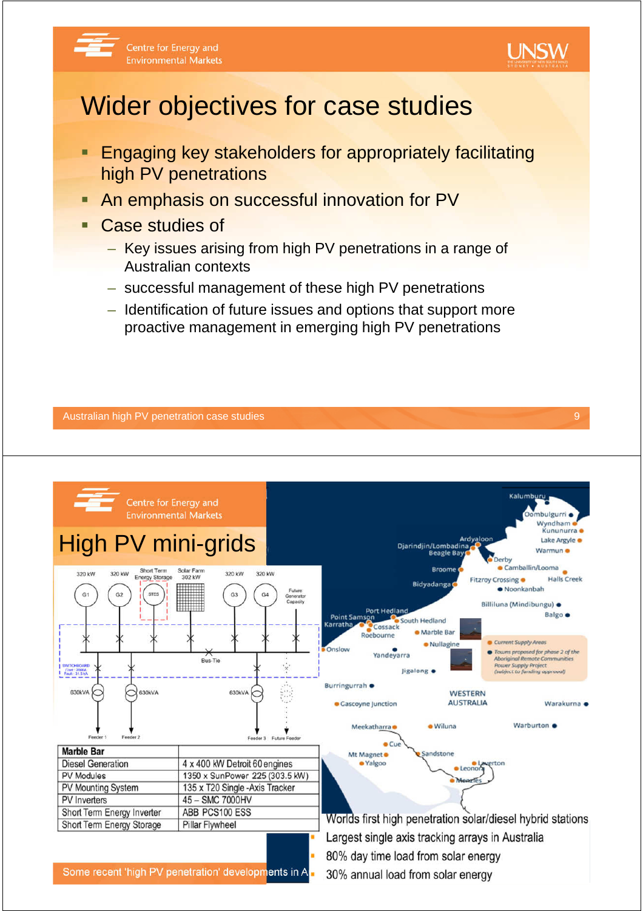# Wider objectives for case studies

- Engaging key stakeholders for appropriately facilitating high PV penetrations
- An emphasis on successful innovation for PV
- Case studies of
  - Key issues arising from high PV penetrations in a range of Australian contexts
  - successful management of these high PV penetrations
  - Identification of future issues and options that support more proactive management in emerging high PV penetrations

# High PV mini-grids

| Marble Bar | |
|---|---|
| Diesel Generation | 4 x 400 kW Detroit 60 engines |
| PV Modules | 1350 x SunPower 225 (303.5 kW) |
| PV Mounting System | 135 x T20 Single -Axis Tracker |
| PV Inverters | 45 – SMC 7000HV |
| Short Term Energy Inverter | ABB PCS100 ESS |
| Short Term Energy Storage | Pillar Flywheel |

- Worlds first high penetration solar/diesel hybrid stations
- Largest single axis tracking arrays in Australia
- 80% day time load from solar energy
- 30% annual load from solar energy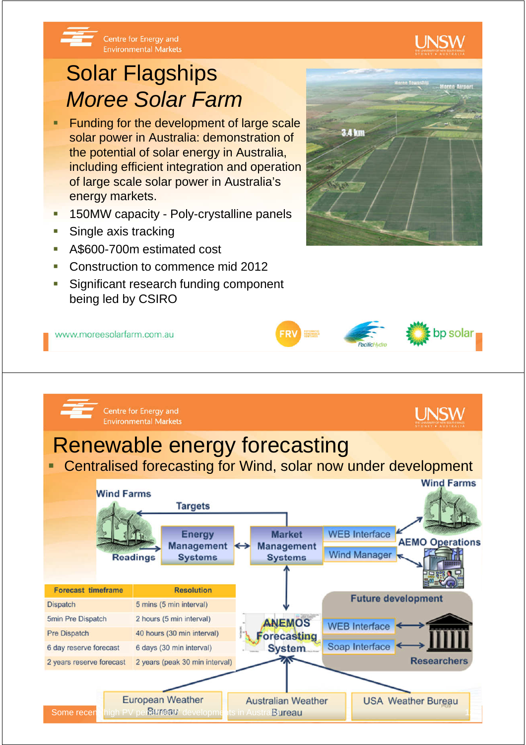# Solar Flagships

## *Moree Solar Farm*

- Funding for the development of large scale solar power in Australia: demonstration of the potential of solar energy in Australia, including efficient integration and operation of large scale solar power in Australia's energy markets.
- 150MW capacity - Poly-crystalline panels
- Single axis tracking
- A$600-700m estimated cost
- Construction to commence mid 2012
- Significant research funding component being led by CSIRO

www.moreesolarfarm.com.au

# Renewable energy forecasting

- Centralised forecasting for Wind, solar now under development

| Forecast timeframe | Resolution |
|---|---|
| Dispatch | 5 mins (5 min interval) |
| 5min Pre Dispatch | 2 hours (5 min interval) |
| Pre Dispatch | 40 hours (30 min interval) |
| 6 day reserve forecast | 6 days (30 min interval) |
| 2 years reserve forecast | 2 years (peak 30 min interval) |

Some recent high PV penetration developments in Australia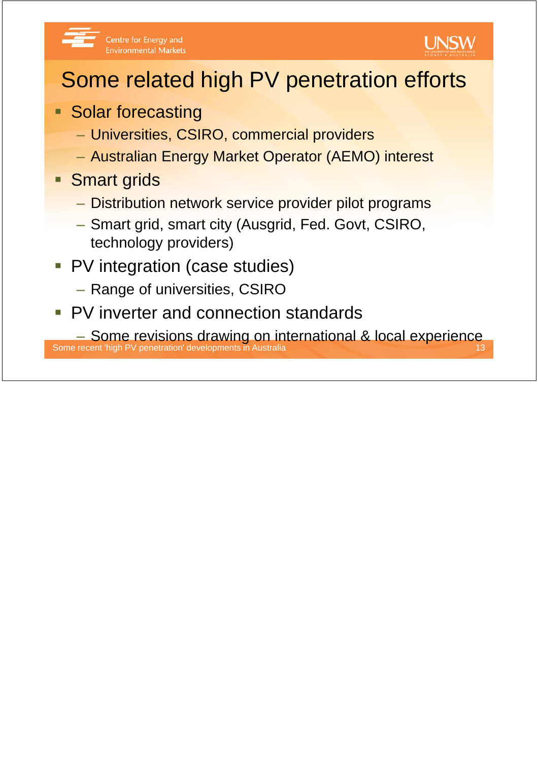# Some related high PV penetration efforts

- Solar forecasting
  - Universities, CSIRO, commercial providers
  - Australian Energy Market Operator (AEMO) interest
- Smart grids
  - Distribution network service provider pilot programs
  - Smart grid, smart city (Ausgrid, Fed. Govt, CSIRO, technology providers)
- PV integration (case studies)
  - Range of universities, CSIRO
- PV inverter and connection standards
  - Some revisions drawing on international & local experience